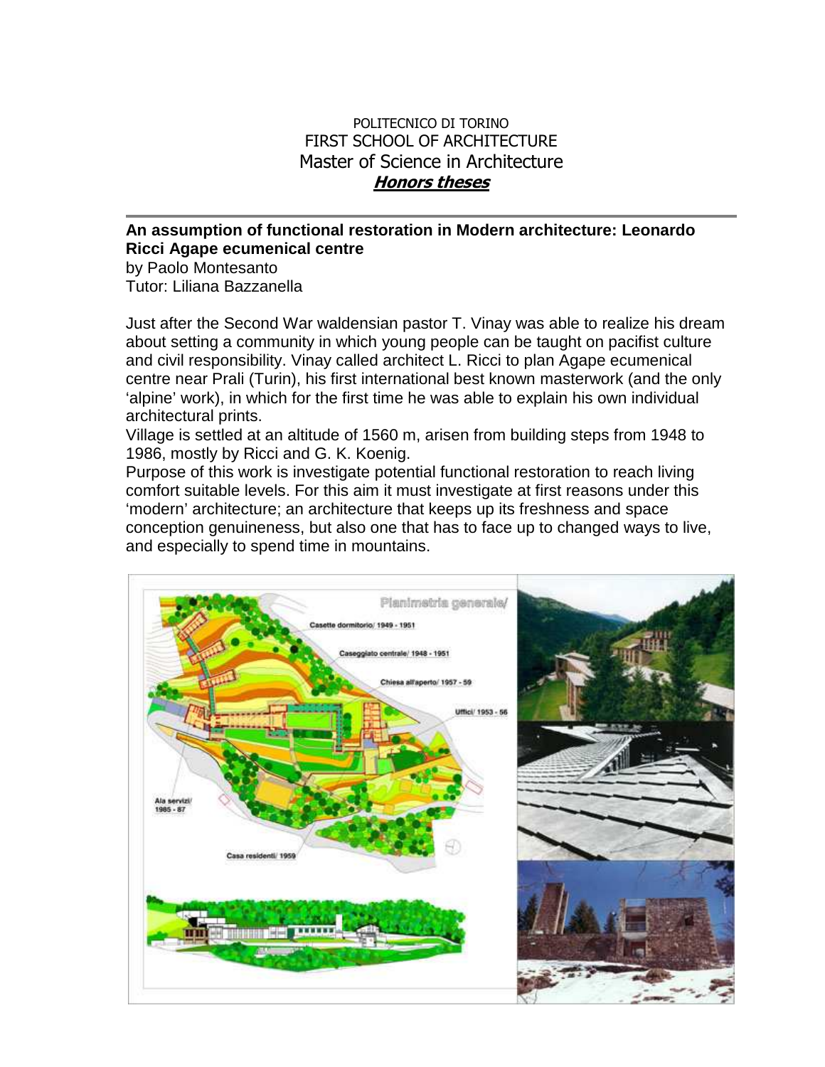POLITECNICO DI TORINO
FIRST SCHOOL OF ARCHITECTURE
Master of Science in Architecture
***Honors theses***

---

**An assumption of functional restoration in Modern architecture: Leonardo Ricci Agape ecumenical centre**

by Paolo Montesanto
Tutor: Liliana Bazzanella

Just after the Second War waldensian pastor T. Vinay was able to realize his dream about setting a community in which young people can be taught on pacifist culture and civil responsibility. Vinay called architect L. Ricci to plan Agape ecumenical centre near Prali (Turin), his first international best known masterwork (and the only 'alpine' work), in which for the first time he was able to explain his own individual architectural prints.
Village is settled at an altitude of 1560 m, arisen from building steps from 1948 to 1986, mostly by Ricci and G. K. Koenig.
Purpose of this work is investigate potential functional restoration to reach living comfort suitable levels. For this aim it must investigate at first reasons under this 'modern' architecture; an architecture that keeps up its freshness and space conception genuineness, but also one that has to face up to changed ways to live, and especially to spend time in mountains.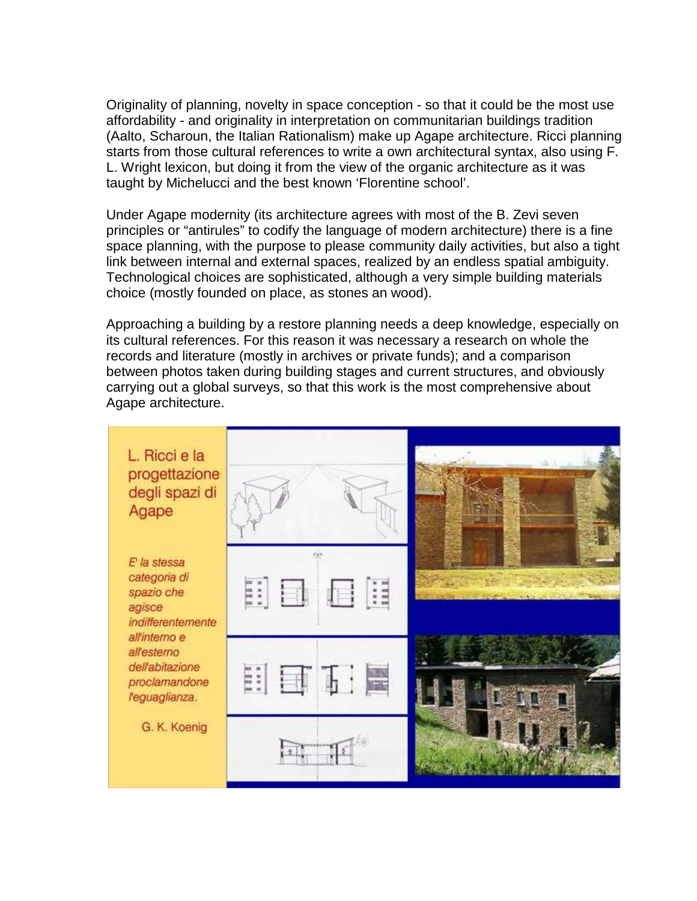Originality of planning, novelty in space conception - so that it could be the most use affordability - and originality in interpretation on communitarian buildings tradition (Aalto, Scharoun, the Italian Rationalism) make up Agape architecture. Ricci planning starts from those cultural references to write a own architectural syntax, also using F. L. Wright lexicon, but doing it from the view of the organic architecture as it was taught by Michelucci and the best known 'Florentine school'.

Under Agape modernity (its architecture agrees with most of the B. Zevi seven principles or "antirules" to codify the language of modern architecture) there is a fine space planning, with the purpose to please community daily activities, but also a tight link between internal and external spaces, realized by an endless spatial ambiguity. Technological choices are sophisticated, although a very simple building materials choice (mostly founded on place, as stones an wood).

Approaching a building by a restore planning needs a deep knowledge, especially on its cultural references. For this reason it was necessary a research on whole the records and literature (mostly in archives or private funds); and a comparison between photos taken during building stages and current structures, and obviously carrying out a global surveys, so that this work is the most comprehensive about Agape architecture.

L. Ricci e la progettazione degli spazi di Agape

*E' la stessa categoria di spazio che agisce indifferentemente all'interno e all'esterno dell'abitazione proclamandone l'eguaglianza.*

G. K. Koenig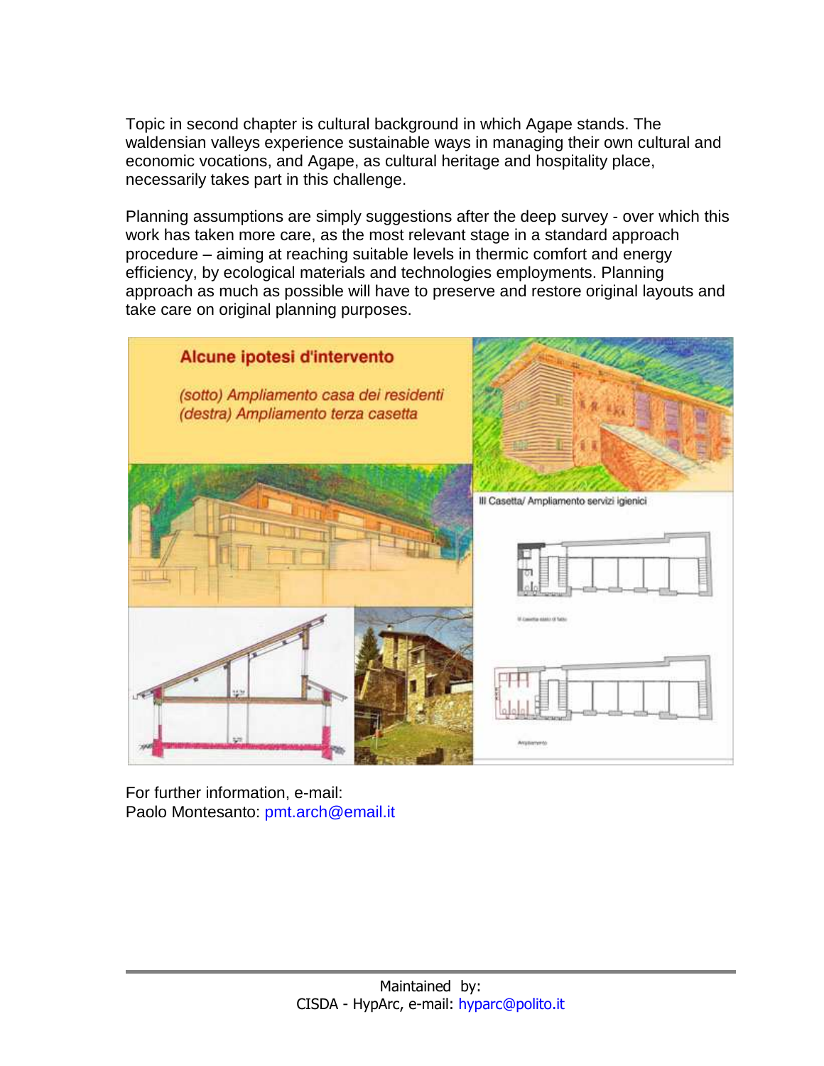Topic in second chapter is cultural background in which Agape stands. The waldensian valleys experience sustainable ways in managing their own cultural and economic vocations, and Agape, as cultural heritage and hospitality place, necessarily takes part in this challenge.

Planning assumptions are simply suggestions after the deep survey - over which this work has taken more care, as the most relevant stage in a standard approach procedure – aiming at reaching suitable levels in thermic comfort and energy efficiency, by ecological materials and technologies employments. Planning approach as much as possible will have to preserve and restore original layouts and take care on original planning purposes.

Alcune ipotesi d'intervento

*(sotto) Ampliamento casa dei residenti*
*(destra) Ampliamento terza casetta*

III Casetta/ Ampliamento servizi igienici

For further information, e-mail:
Paolo Montesanto: pmt.arch@email.it

Maintained by:
CISDA - HypArc, e-mail: hyparc@polito.it